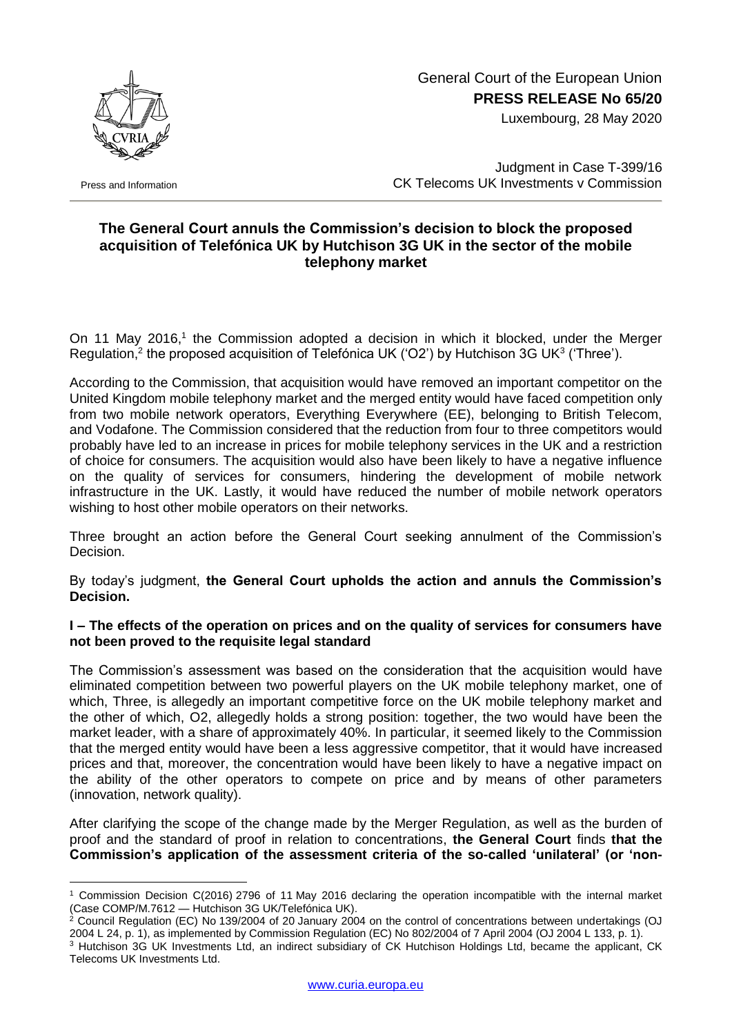General Court of the European Union
**PRESS RELEASE No 65/20**
Luxembourg, 28 May 2020

Press and Information

Judgment in Case T-399/16
CK Telecoms UK Investments v Commission

## The General Court annuls the Commission's decision to block the proposed acquisition of Telefónica UK by Hutchison 3G UK in the sector of the mobile telephony market

On 11 May 2016,[1] the Commission adopted a decision in which it blocked, under the Merger Regulation,[2] the proposed acquisition of Telefónica UK ('O2') by Hutchison 3G UK[3] ('Three').

According to the Commission, that acquisition would have removed an important competitor on the United Kingdom mobile telephony market and the merged entity would have faced competition only from two mobile network operators, Everything Everywhere (EE), belonging to British Telecom, and Vodafone. The Commission considered that the reduction from four to three competitors would probably have led to an increase in prices for mobile telephony services in the UK and a restriction of choice for consumers. The acquisition would also have been likely to have a negative influence on the quality of services for consumers, hindering the development of mobile network infrastructure in the UK. Lastly, it would have reduced the number of mobile network operators wishing to host other mobile operators on their networks.

Three brought an action before the General Court seeking annulment of the Commission's Decision.

By today's judgment, **the General Court upholds the action and annuls the Commission's Decision.**

### I – The effects of the operation on prices and on the quality of services for consumers have not been proved to the requisite legal standard

The Commission's assessment was based on the consideration that the acquisition would have eliminated competition between two powerful players on the UK mobile telephony market, one of which, Three, is allegedly an important competitive force on the UK mobile telephony market and the other of which, O2, allegedly holds a strong position: together, the two would have been the market leader, with a share of approximately 40%. In particular, it seemed likely to the Commission that the merged entity would have been a less aggressive competitor, that it would have increased prices and that, moreover, the concentration would have been likely to have a negative impact on the ability of the other operators to compete on price and by means of other parameters (innovation, network quality).

After clarifying the scope of the change made by the Merger Regulation, as well as the burden of proof and the standard of proof in relation to concentrations, **the General Court** finds **that the Commission's application of the assessment criteria of the so-called 'unilateral' (or 'non-**

---

[1] Commission Decision C(2016) 2796 of 11 May 2016 declaring the operation incompatible with the internal market (Case COMP/M.7612 — Hutchison 3G UK/Telefónica UK).

[2] Council Regulation (EC) No 139/2004 of 20 January 2004 on the control of concentrations between undertakings (OJ 2004 L 24, p. 1), as implemented by Commission Regulation (EC) No 802/2004 of 7 April 2004 (OJ 2004 L 133, p. 1).

[3] Hutchison 3G UK Investments Ltd, an indirect subsidiary of CK Hutchison Holdings Ltd, became the applicant, CK Telecoms UK Investments Ltd.

www.curia.europa.eu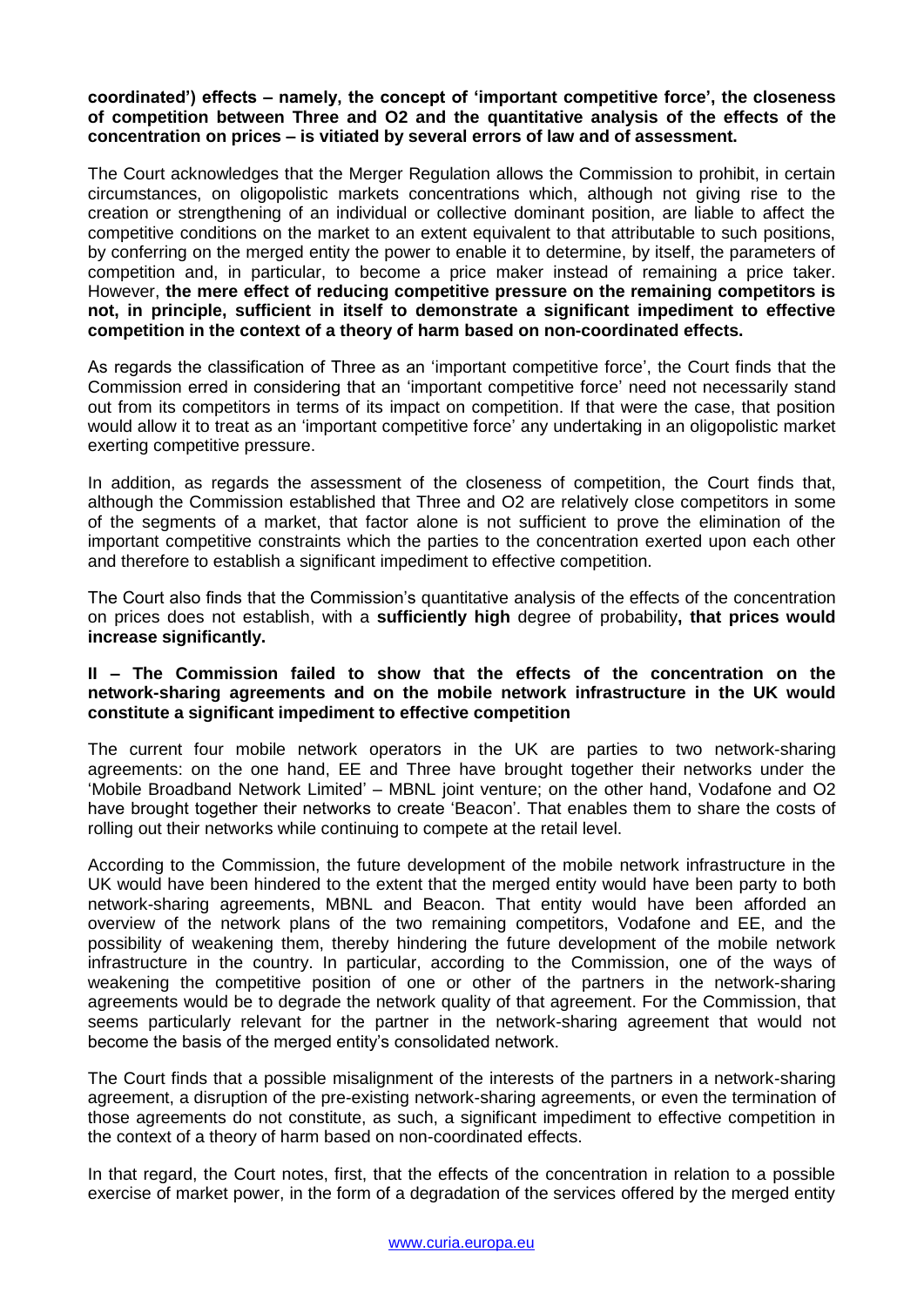**coordinated') effects – namely, the concept of 'important competitive force', the closeness of competition between Three and O2 and the quantitative analysis of the effects of the concentration on prices – is vitiated by several errors of law and of assessment.**

The Court acknowledges that the Merger Regulation allows the Commission to prohibit, in certain circumstances, on oligopolistic markets concentrations which, although not giving rise to the creation or strengthening of an individual or collective dominant position, are liable to affect the competitive conditions on the market to an extent equivalent to that attributable to such positions, by conferring on the merged entity the power to enable it to determine, by itself, the parameters of competition and, in particular, to become a price maker instead of remaining a price taker. However, **the mere effect of reducing competitive pressure on the remaining competitors is not, in principle, sufficient in itself to demonstrate a significant impediment to effective competition in the context of a theory of harm based on non-coordinated effects.**

As regards the classification of Three as an 'important competitive force', the Court finds that the Commission erred in considering that an 'important competitive force' need not necessarily stand out from its competitors in terms of its impact on competition. If that were the case, that position would allow it to treat as an 'important competitive force' any undertaking in an oligopolistic market exerting competitive pressure.

In addition, as regards the assessment of the closeness of competition, the Court finds that, although the Commission established that Three and O2 are relatively close competitors in some of the segments of a market, that factor alone is not sufficient to prove the elimination of the important competitive constraints which the parties to the concentration exerted upon each other and therefore to establish a significant impediment to effective competition.

The Court also finds that the Commission's quantitative analysis of the effects of the concentration on prices does not establish, with a **sufficiently high** degree of probability**, that prices would increase significantly.**

**II – The Commission failed to show that the effects of the concentration on the network-sharing agreements and on the mobile network infrastructure in the UK would constitute a significant impediment to effective competition**

The current four mobile network operators in the UK are parties to two network-sharing agreements: on the one hand, EE and Three have brought together their networks under the 'Mobile Broadband Network Limited' – MBNL joint venture; on the other hand, Vodafone and O2 have brought together their networks to create 'Beacon'. That enables them to share the costs of rolling out their networks while continuing to compete at the retail level.

According to the Commission, the future development of the mobile network infrastructure in the UK would have been hindered to the extent that the merged entity would have been party to both network-sharing agreements, MBNL and Beacon. That entity would have been afforded an overview of the network plans of the two remaining competitors, Vodafone and EE, and the possibility of weakening them, thereby hindering the future development of the mobile network infrastructure in the country. In particular, according to the Commission, one of the ways of weakening the competitive position of one or other of the partners in the network-sharing agreements would be to degrade the network quality of that agreement. For the Commission, that seems particularly relevant for the partner in the network-sharing agreement that would not become the basis of the merged entity's consolidated network.

The Court finds that a possible misalignment of the interests of the partners in a network-sharing agreement, a disruption of the pre-existing network-sharing agreements, or even the termination of those agreements do not constitute, as such, a significant impediment to effective competition in the context of a theory of harm based on non-coordinated effects.

In that regard, the Court notes, first, that the effects of the concentration in relation to a possible exercise of market power, in the form of a degradation of the services offered by the merged entity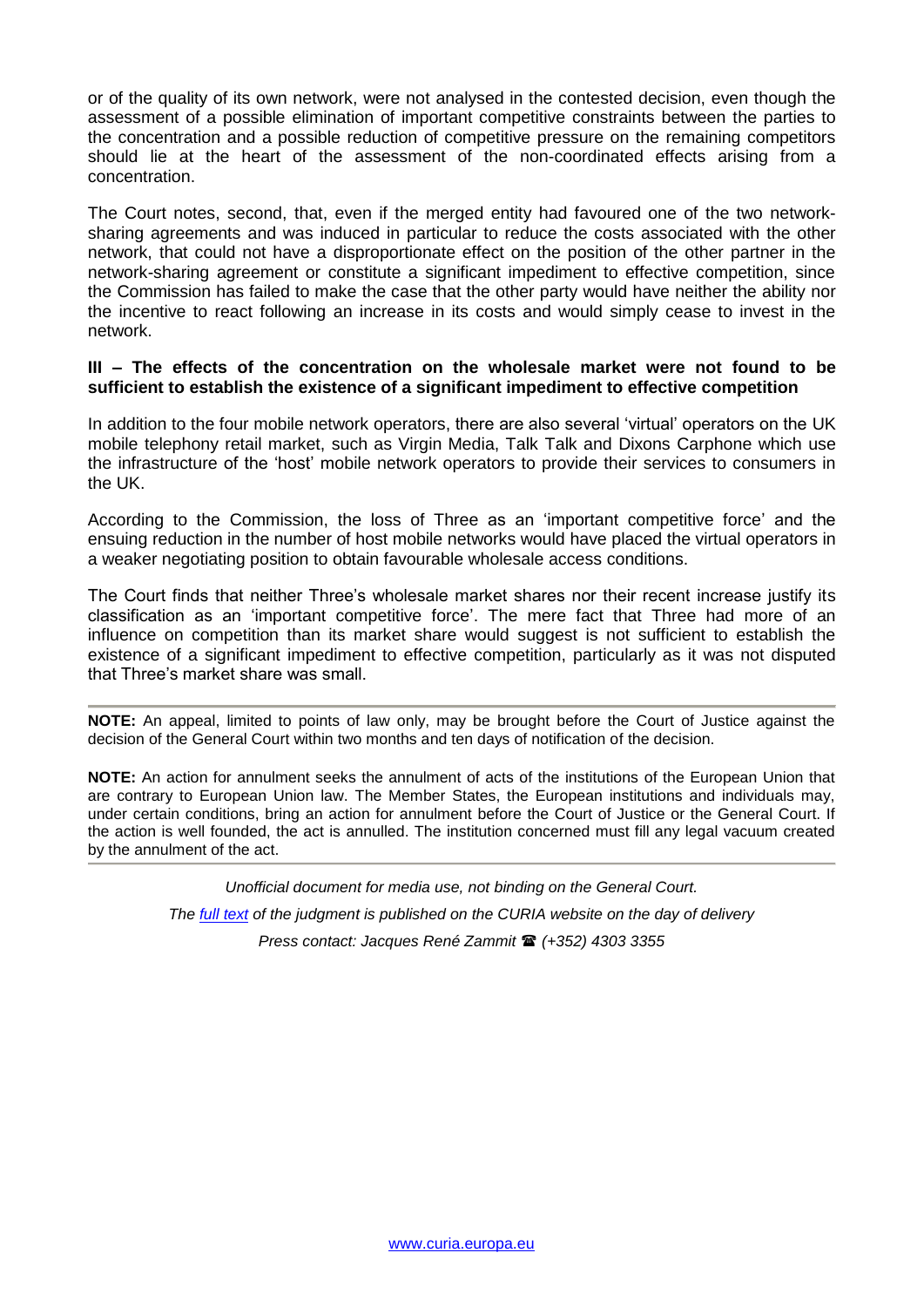or of the quality of its own network, were not analysed in the contested decision, even though the assessment of a possible elimination of important competitive constraints between the parties to the concentration and a possible reduction of competitive pressure on the remaining competitors should lie at the heart of the assessment of the non-coordinated effects arising from a concentration.

The Court notes, second, that, even if the merged entity had favoured one of the two network-sharing agreements and was induced in particular to reduce the costs associated with the other network, that could not have a disproportionate effect on the position of the other partner in the network-sharing agreement or constitute a significant impediment to effective competition, since the Commission has failed to make the case that the other party would have neither the ability nor the incentive to react following an increase in its costs and would simply cease to invest in the network.

**III – The effects of the concentration on the wholesale market were not found to be sufficient to establish the existence of a significant impediment to effective competition**

In addition to the four mobile network operators, there are also several 'virtual' operators on the UK mobile telephony retail market, such as Virgin Media, Talk Talk and Dixons Carphone which use the infrastructure of the 'host' mobile network operators to provide their services to consumers in the UK.

According to the Commission, the loss of Three as an 'important competitive force' and the ensuing reduction in the number of host mobile networks would have placed the virtual operators in a weaker negotiating position to obtain favourable wholesale access conditions.

The Court finds that neither Three's wholesale market shares nor their recent increase justify its classification as an 'important competitive force'. The mere fact that Three had more of an influence on competition than its market share would suggest is not sufficient to establish the existence of a significant impediment to effective competition, particularly as it was not disputed that Three's market share was small.

---

**NOTE:** An appeal, limited to points of law only, may be brought before the Court of Justice against the decision of the General Court within two months and ten days of notification of the decision.

**NOTE:** An action for annulment seeks the annulment of acts of the institutions of the European Union that are contrary to European Union law. The Member States, the European institutions and individuals may, under certain conditions, bring an action for annulment before the Court of Justice or the General Court. If the action is well founded, the act is annulled. The institution concerned must fill any legal vacuum created by the annulment of the act.

---

*Unofficial document for media use, not binding on the General Court.*

*The full text of the judgment is published on the CURIA website on the day of delivery*

*Press contact: Jacques René Zammit ☎ (+352) 4303 3355*

www.curia.europa.eu